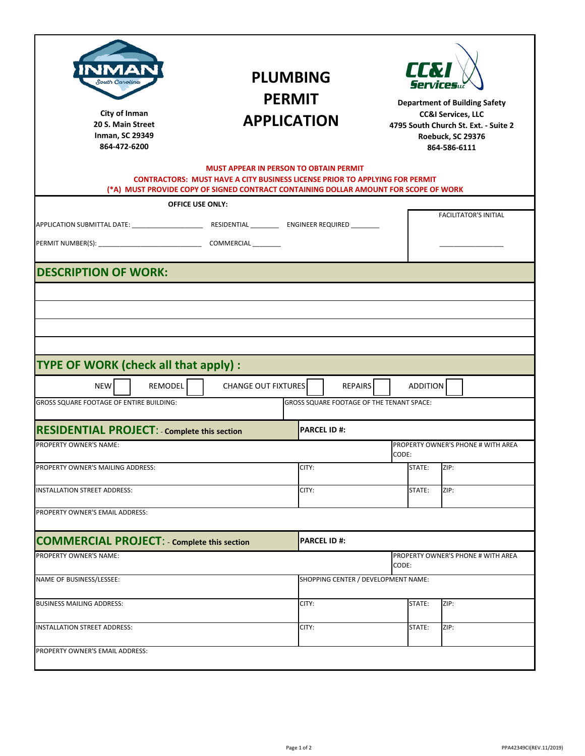City of Inman
20 S. Main Street
Inman, SC 29349
864-472-6200

# PLUMBING PERMIT APPLICATION

**Department of Building Safety**
**CC&I Services, LLC**
**4795 South Church St. Ext. - Suite 2**
**Roebuck, SC 29376**
**864-586-6111**

**MUST APPEAR IN PERSON TO OBTAIN PERMIT**
**CONTRACTORS: MUST HAVE A CITY BUSINESS LICENSE PRIOR TO APPLYING FOR PERMIT**
**(*A) MUST PROVIDE COPY OF SIGNED CONTRACT CONTAINING DOLLAR AMOUNT FOR SCOPE OF WORK**

**OFFICE USE ONLY:**

APPLICATION SUBMITTAL DATE: ___________________ RESIDENTIAL ________ ENGINEER REQUIRED ________

PERMIT NUMBER(S): ___________________________ COMMERCIAL ________

FACILITATOR'S INITIAL _________________

## DESCRIPTION OF WORK:

&nbsp;

## TYPE OF WORK (check all that apply) :

NEW ☐ REMODEL ☐ CHANGE OUT FIXTURES ☐ REPAIRS ☐ ADDITION ☐

| GROSS SQUARE FOOTAGE OF ENTIRE BUILDING: | GROSS SQUARE FOOTAGE OF THE TENANT SPACE: |
|---|---|

## RESIDENTIAL PROJECT: - Complete this section

| | | | |
|---|---|---|---|
| **PARCEL ID #:** | | | |
| PROPERTY OWNER'S NAME: | | PROPERTY OWNER'S PHONE # WITH AREA CODE: | |
| PROPERTY OWNER'S MAILING ADDRESS: | CITY: | STATE: | ZIP: |
| INSTALLATION STREET ADDRESS: | CITY: | STATE: | ZIP: |
| PROPERTY OWNER'S EMAIL ADDRESS: | | | |

## COMMERCIAL PROJECT: - Complete this section

| | | | |
|---|---|---|---|
| **PARCEL ID #:** | | | |
| PROPERTY OWNER'S NAME: | | PROPERTY OWNER'S PHONE # WITH AREA CODE: | |
| NAME OF BUSINESS/LESSEE: | SHOPPING CENTER / DEVELOPMENT NAME: | | |
| BUSINESS MAILING ADDRESS: | CITY: | STATE: | ZIP: |
| INSTALLATION STREET ADDRESS: | CITY: | STATE: | ZIP: |
| PROPERTY OWNER'S EMAIL ADDRESS: | | | |

PPA42349CI(REV.11/2019)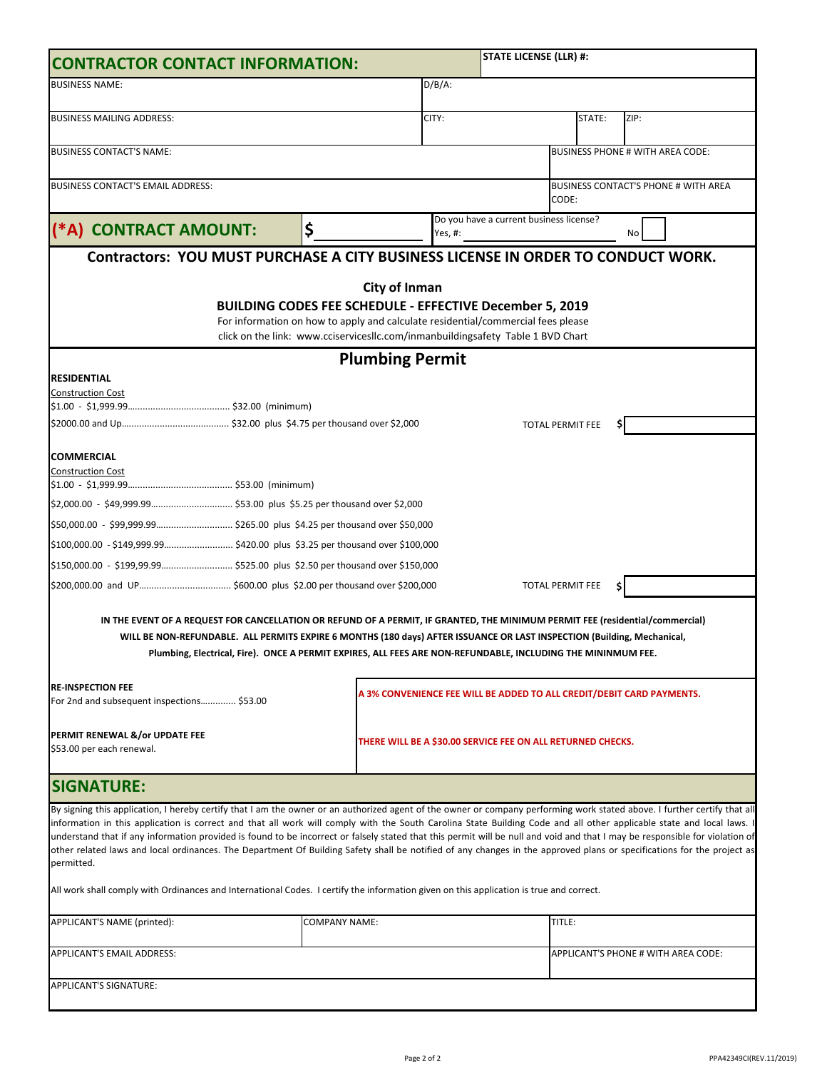## CONTRACTOR CONTACT INFORMATION:

| | | | |
|---|---|---|---|
| **STATE LICENSE (LLR) #:** | | | |
| BUSINESS NAME: | D/B/A: | | |
| BUSINESS MAILING ADDRESS: | CITY: | STATE: | ZIP: |
| BUSINESS CONTACT'S NAME: | | BUSINESS PHONE # WITH AREA CODE: | |
| BUSINESS CONTACT'S EMAIL ADDRESS: | | BUSINESS CONTACT'S PHONE # WITH AREA CODE: | |

**(*A) CONTRACT AMOUNT:** $

Do you have a current business license? Yes, #: No

### Contractors: YOU MUST PURCHASE A CITY BUSINESS LICENSE IN ORDER TO CONDUCT WORK.

**City of Inman**

**BUILDING CODES FEE SCHEDULE - EFFECTIVE December 5, 2019**

For information on how to apply and calculate residential/commercial fees please click on the link: www.cciservicesllc.com/inmanbuildingsafety Table 1 BVD Chart

## Plumbing Permit

**RESIDENTIAL**

Construction Cost

$1.00 - $1,999.99........................................ $32.00 (minimum)

$2000.00 and Up.......................................... $32.00 plus $4.75 per thousand over $2,000

TOTAL PERMIT FEE $

**COMMERCIAL**

Construction Cost

$1.00 - $1,999.99......................................... $53.00 (minimum)

$2,000.00 - $49,999.99................................ $53.00 plus $5.25 per thousand over $2,000

$50,000.00 - $99,999.99.............................. $265.00 plus $4.25 per thousand over $50,000

$100,000.00 - $149,999.99........................... $420.00 plus $3.25 per thousand over $100,000

$150,000.00 - $199,99.99............................ $525.00 plus $2.50 per thousand over $150,000

$200,000.00 and UP.................................... $600.00 plus $2.00 per thousand over $200,000

TOTAL PERMIT FEE $

**IN THE EVENT OF A REQUEST FOR CANCELLATION OR REFUND OF A PERMIT, IF GRANTED, THE MINIMUM PERMIT FEE (residential/commercial) WILL BE NON-REFUNDABLE. ALL PERMITS EXPIRE 6 MONTHS (180 days) AFTER ISSUANCE OR LAST INSPECTION (Building, Mechanical, Plumbing, Electrical, Fire). ONCE A PERMIT EXPIRES, ALL FEES ARE NON-REFUNDABLE, INCLUDING THE MININMUM FEE.**

**RE-INSPECTION FEE**
For 2nd and subsequent inspections.............. $53.00

**A 3% CONVENIENCE FEE WILL BE ADDED TO ALL CREDIT/DEBIT CARD PAYMENTS.**

**PERMIT RENEWAL &/or UPDATE FEE**
$53.00 per each renewal.

**THERE WILL BE A $30.00 SERVICE FEE ON ALL RETURNED CHECKS.**

## SIGNATURE:

By signing this application, I hereby certify that I am the owner or an authorized agent of the owner or company performing work stated above. I further certify that all information in this application is correct and that all work will comply with the South Carolina State Building Code and all other applicable state and local laws. I understand that if any information provided is found to be incorrect or falsely stated that this permit will be null and void and that I may be responsible for violation of other related laws and local ordinances. The Department Of Building Safety shall be notified of any changes in the approved plans or specifications for the project as permitted.

All work shall comply with Ordinances and International Codes. I certify the information given on this application is true and correct.

| | | |
|---|---|---|
| APPLICANT'S NAME (printed): | COMPANY NAME: | TITLE: |
| APPLICANT'S EMAIL ADDRESS: | | APPLICANT'S PHONE # WITH AREA CODE: |
| APPLICANT'S SIGNATURE: | | |

PPA42349CI(REV.11/2019)